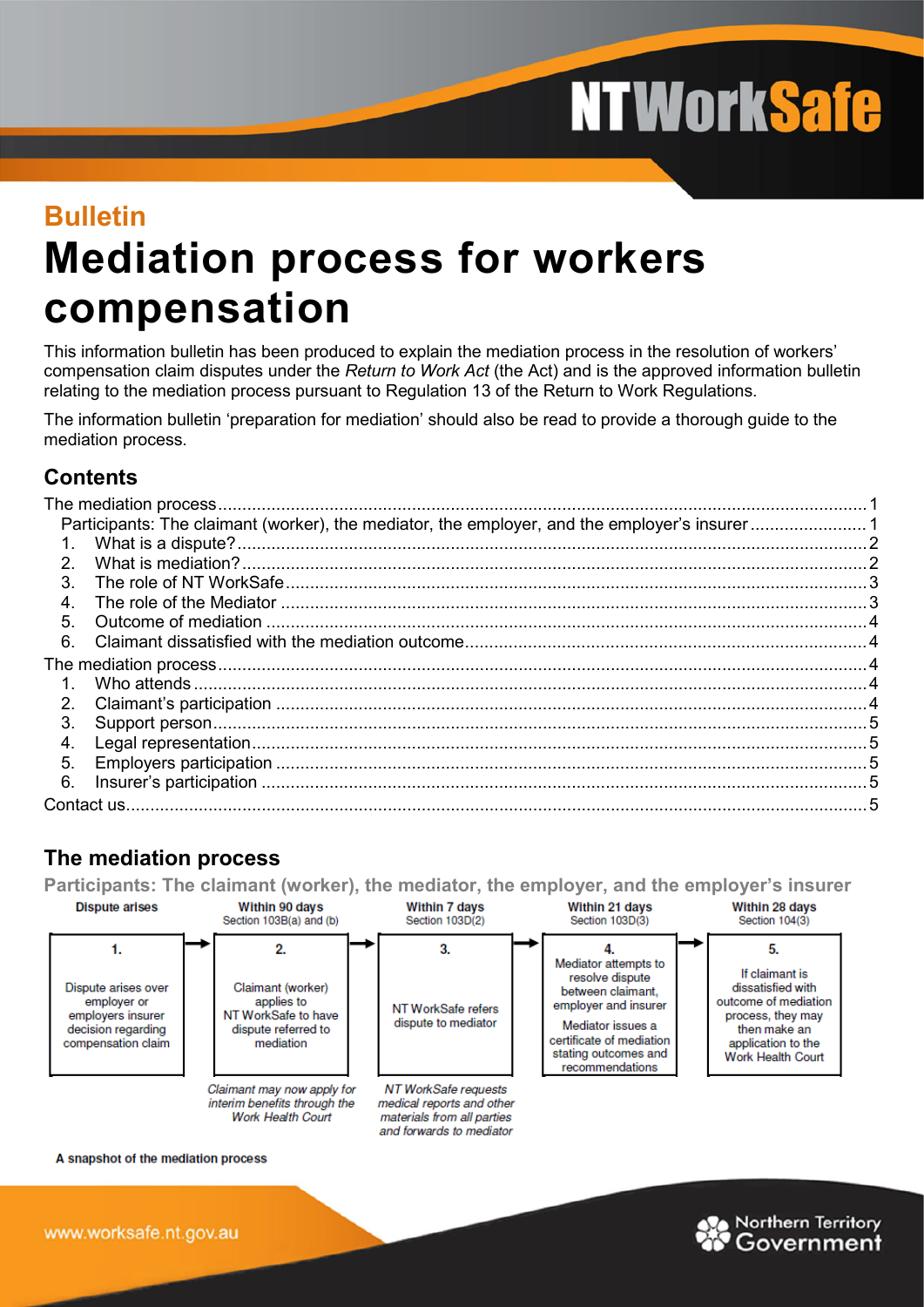# Bulletin

# Mediation process for workers compensation

This information bulletin has been produced to explain the mediation process in the resolution of workers' compensation claim disputes under the *Return to Work Act* (the Act) and is the approved information bulletin relating to the mediation process pursuant to Regulation 13 of the Return to Work Regulations.

The information bulletin 'preparation for mediation' should also be read to provide a thorough guide to the mediation process.

## Contents

The mediation process ..... 1
- Participants: The claimant (worker), the mediator, the employer, and the employer's insurer ..... 1
  1. What is a dispute? ..... 2
  2. What is mediation? ..... 2
  3. The role of NT WorkSafe ..... 3
  4. The role of the Mediator ..... 3
  5. Outcome of mediation ..... 4
  6. Claimant dissatisfied with the mediation outcome ..... 4

The mediation process ..... 4
1. Who attends ..... 4
2. Claimant's participation ..... 4
3. Support person ..... 5
4. Legal representation ..... 5
5. Employers participation ..... 5
6. Insurer's participation ..... 5

Contact us ..... 5

## The mediation process

### Participants: The claimant (worker), the mediator, the employer, and the employer's insurer

| Dispute arises | Within 90 days<br>Section 103B(a) and (b) | Within 7 days<br>Section 103D(2) | Within 21 days<br>Section 103D(3) | Within 28 days<br>Section 104(3) |
|---|---|---|---|---|
| **1.**<br>Dispute arises over employer or employers insurer decision regarding compensation claim | **2.**<br>Claimant (worker) applies to NT WorkSafe to have dispute referred to mediation | **3.**<br>NT WorkSafe refers dispute to mediator | **4.**<br>Mediator attempts to resolve dispute between claimant, employer and insurer<br>Mediator issues a certificate of mediation stating outcomes and recommendations | **5.**<br>If claimant is dissatisfied with outcome of mediation process, they may then make an application to the Work Health Court |
| | *Claimant may now apply for interim benefits through the Work Health Court* | *NT WorkSafe requests medical reports and other materials from all parties and forwards to mediator* | | |

A snapshot of the mediation process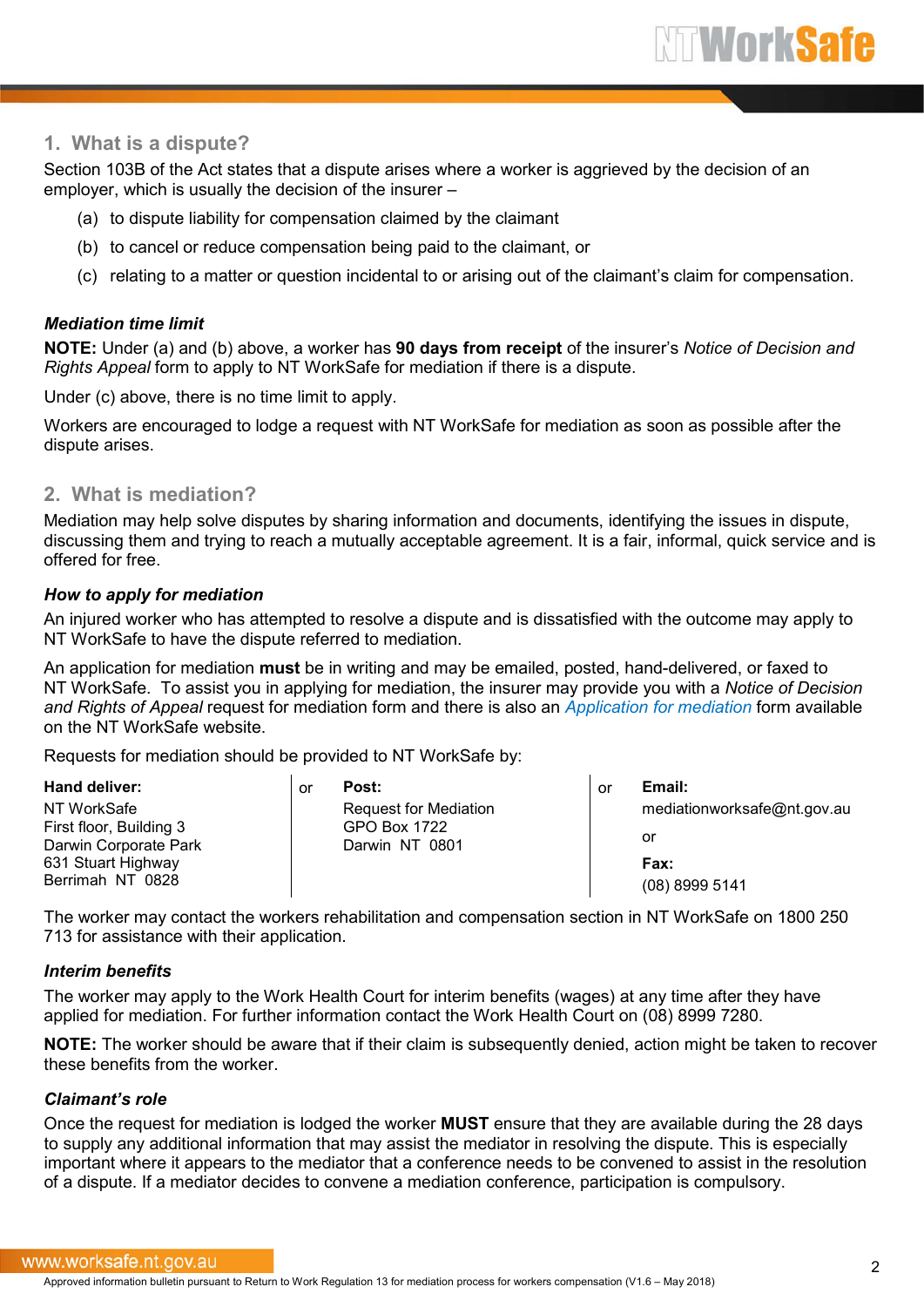## 1. What is a dispute?

Section 103B of the Act states that a dispute arises where a worker is aggrieved by the decision of an employer, which is usually the decision of the insurer –

(a) to dispute liability for compensation claimed by the claimant

(b) to cancel or reduce compensation being paid to the claimant, or

(c) relating to a matter or question incidental to or arising out of the claimant's claim for compensation.

### *Mediation time limit*

**NOTE:** Under (a) and (b) above, a worker has **90 days from receipt** of the insurer's *Notice of Decision and Rights Appeal* form to apply to NT WorkSafe for mediation if there is a dispute.

Under (c) above, there is no time limit to apply.

Workers are encouraged to lodge a request with NT WorkSafe for mediation as soon as possible after the dispute arises.

## 2. What is mediation?

Mediation may help solve disputes by sharing information and documents, identifying the issues in dispute, discussing them and trying to reach a mutually acceptable agreement. It is a fair, informal, quick service and is offered for free.

### *How to apply for mediation*

An injured worker who has attempted to resolve a dispute and is dissatisfied with the outcome may apply to NT WorkSafe to have the dispute referred to mediation.

An application for mediation **must** be in writing and may be emailed, posted, hand-delivered, or faxed to NT WorkSafe. To assist you in applying for mediation, the insurer may provide you with a *Notice of Decision and Rights of Appeal* request for mediation form and there is also an *Application for mediation* form available on the NT WorkSafe website.

Requests for mediation should be provided to NT WorkSafe by:

| Hand deliver: | or | Post: | or | Email: |
|---|---|---|---|---|
| NT WorkSafe<br>First floor, Building 3<br>Darwin Corporate Park<br>631 Stuart Highway<br>Berrimah NT 0828 | | Request for Mediation<br>GPO Box 1722<br>Darwin NT 0801 | | mediationworksafe@nt.gov.au<br>or<br>**Fax:**<br>(08) 8999 5141 |

The worker may contact the workers rehabilitation and compensation section in NT WorkSafe on 1800 250 713 for assistance with their application.

### *Interim benefits*

The worker may apply to the Work Health Court for interim benefits (wages) at any time after they have applied for mediation. For further information contact the Work Health Court on (08) 8999 7280.

**NOTE:** The worker should be aware that if their claim is subsequently denied, action might be taken to recover these benefits from the worker.

### *Claimant's role*

Once the request for mediation is lodged the worker **MUST** ensure that they are available during the 28 days to supply any additional information that may assist the mediator in resolving the dispute. This is especially important where it appears to the mediator that a conference needs to be convened to assist in the resolution of a dispute. If a mediator decides to convene a mediation conference, participation is compulsory.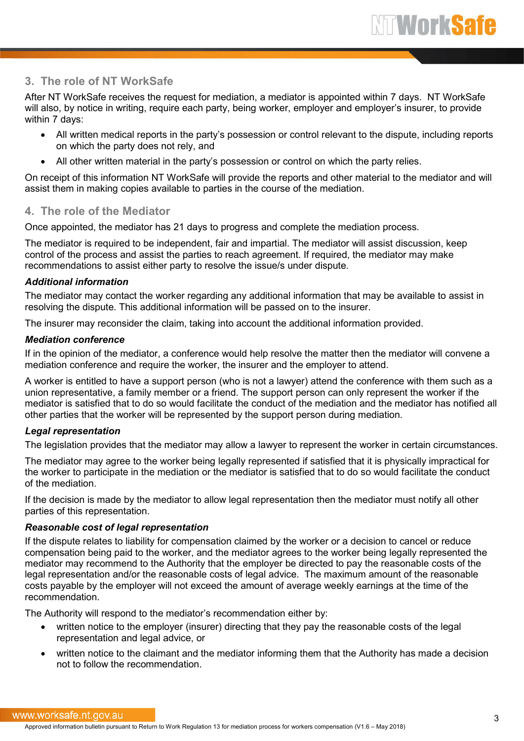## 3. The role of NT WorkSafe

After NT WorkSafe receives the request for mediation, a mediator is appointed within 7 days. NT WorkSafe will also, by notice in writing, require each party, being worker, employer and employer's insurer, to provide within 7 days:

- All written medical reports in the party's possession or control relevant to the dispute, including reports on which the party does not rely, and
- All other written material in the party's possession or control on which the party relies.

On receipt of this information NT WorkSafe will provide the reports and other material to the mediator and will assist them in making copies available to parties in the course of the mediation.

## 4. The role of the Mediator

Once appointed, the mediator has 21 days to progress and complete the mediation process.

The mediator is required to be independent, fair and impartial. The mediator will assist discussion, keep control of the process and assist the parties to reach agreement. If required, the mediator may make recommendations to assist either party to resolve the issue/s under dispute.

### *Additional information*

The mediator may contact the worker regarding any additional information that may be available to assist in resolving the dispute. This additional information will be passed on to the insurer.

The insurer may reconsider the claim, taking into account the additional information provided.

### *Mediation conference*

If in the opinion of the mediator, a conference would help resolve the matter then the mediator will convene a mediation conference and require the worker, the insurer and the employer to attend.

A worker is entitled to have a support person (who is not a lawyer) attend the conference with them such as a union representative, a family member or a friend. The support person can only represent the worker if the mediator is satisfied that to do so would facilitate the conduct of the mediation and the mediator has notified all other parties that the worker will be represented by the support person during mediation.

### *Legal representation*

The legislation provides that the mediator may allow a lawyer to represent the worker in certain circumstances.

The mediator may agree to the worker being legally represented if satisfied that it is physically impractical for the worker to participate in the mediation or the mediator is satisfied that to do so would facilitate the conduct of the mediation.

If the decision is made by the mediator to allow legal representation then the mediator must notify all other parties of this representation.

### *Reasonable cost of legal representation*

If the dispute relates to liability for compensation claimed by the worker or a decision to cancel or reduce compensation being paid to the worker, and the mediator agrees to the worker being legally represented the mediator may recommend to the Authority that the employer be directed to pay the reasonable costs of the legal representation and/or the reasonable costs of legal advice. The maximum amount of the reasonable costs payable by the employer will not exceed the amount of average weekly earnings at the time of the recommendation.

The Authority will respond to the mediator's recommendation either by:

- written notice to the employer (insurer) directing that they pay the reasonable costs of the legal representation and legal advice, or
- written notice to the claimant and the mediator informing them that the Authority has made a decision not to follow the recommendation.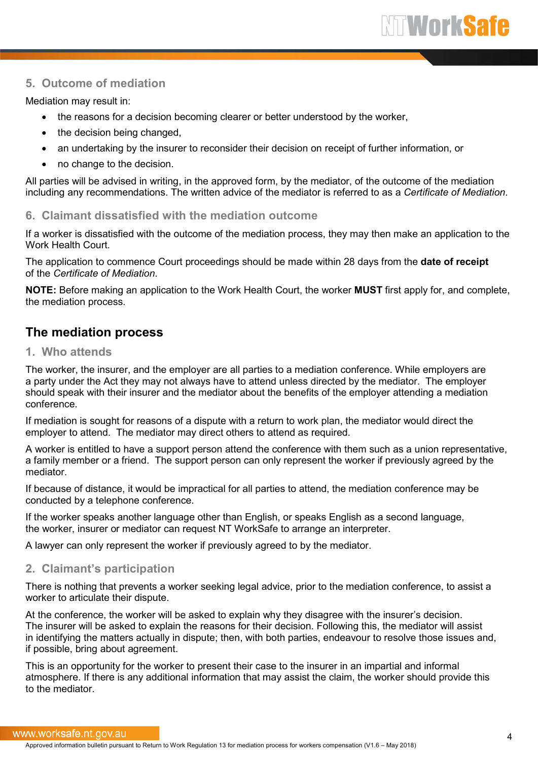### 5. Outcome of mediation

Mediation may result in:

- the reasons for a decision becoming clearer or better understood by the worker,
- the decision being changed,
- an undertaking by the insurer to reconsider their decision on receipt of further information, or
- no change to the decision.

All parties will be advised in writing, in the approved form, by the mediator, of the outcome of the mediation including any recommendations. The written advice of the mediator is referred to as a *Certificate of Mediation*.

### 6. Claimant dissatisfied with the mediation outcome

If a worker is dissatisfied with the outcome of the mediation process, they may then make an application to the Work Health Court.

The application to commence Court proceedings should be made within 28 days from the **date of receipt** of the *Certificate of Mediation*.

**NOTE:** Before making an application to the Work Health Court, the worker **MUST** first apply for, and complete, the mediation process.

## The mediation process

### 1. Who attends

The worker, the insurer, and the employer are all parties to a mediation conference. While employers are a party under the Act they may not always have to attend unless directed by the mediator. The employer should speak with their insurer and the mediator about the benefits of the employer attending a mediation conference.

If mediation is sought for reasons of a dispute with a return to work plan, the mediator would direct the employer to attend. The mediator may direct others to attend as required.

A worker is entitled to have a support person attend the conference with them such as a union representative, a family member or a friend. The support person can only represent the worker if previously agreed by the mediator.

If because of distance, it would be impractical for all parties to attend, the mediation conference may be conducted by a telephone conference.

If the worker speaks another language other than English, or speaks English as a second language, the worker, insurer or mediator can request NT WorkSafe to arrange an interpreter.

A lawyer can only represent the worker if previously agreed to by the mediator.

### 2. Claimant's participation

There is nothing that prevents a worker seeking legal advice, prior to the mediation conference, to assist a worker to articulate their dispute.

At the conference, the worker will be asked to explain why they disagree with the insurer's decision. The insurer will be asked to explain the reasons for their decision. Following this, the mediator will assist in identifying the matters actually in dispute; then, with both parties, endeavour to resolve those issues and, if possible, bring about agreement.

This is an opportunity for the worker to present their case to the insurer in an impartial and informal atmosphere. If there is any additional information that may assist the claim, the worker should provide this to the mediator.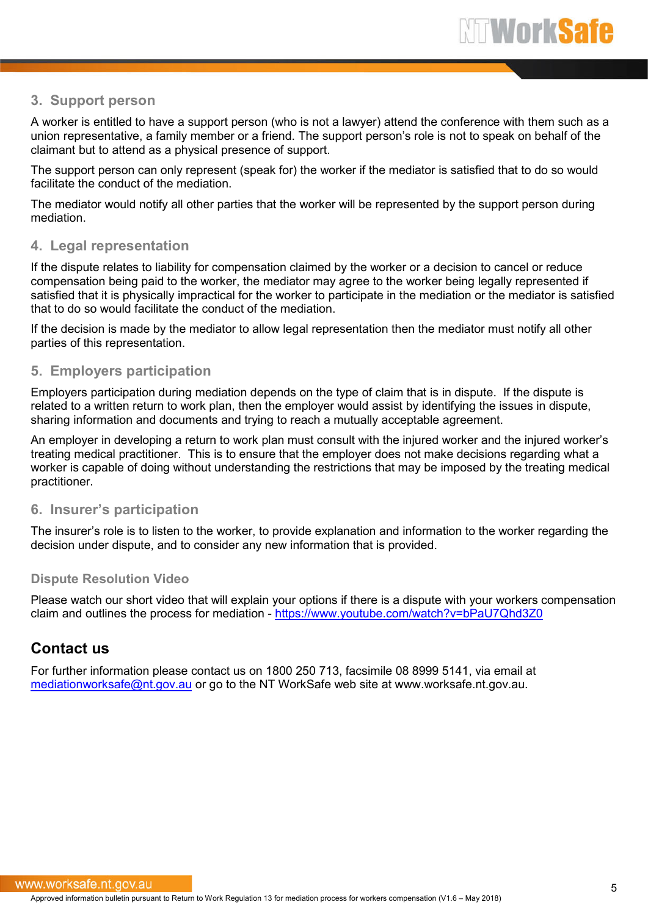## 3. Support person

A worker is entitled to have a support person (who is not a lawyer) attend the conference with them such as a union representative, a family member or a friend. The support person's role is not to speak on behalf of the claimant but to attend as a physical presence of support.

The support person can only represent (speak for) the worker if the mediator is satisfied that to do so would facilitate the conduct of the mediation.

The mediator would notify all other parties that the worker will be represented by the support person during mediation.

## 4. Legal representation

If the dispute relates to liability for compensation claimed by the worker or a decision to cancel or reduce compensation being paid to the worker, the mediator may agree to the worker being legally represented if satisfied that it is physically impractical for the worker to participate in the mediation or the mediator is satisfied that to do so would facilitate the conduct of the mediation.

If the decision is made by the mediator to allow legal representation then the mediator must notify all other parties of this representation.

## 5. Employers participation

Employers participation during mediation depends on the type of claim that is in dispute. If the dispute is related to a written return to work plan, then the employer would assist by identifying the issues in dispute, sharing information and documents and trying to reach a mutually acceptable agreement.

An employer in developing a return to work plan must consult with the injured worker and the injured worker's treating medical practitioner. This is to ensure that the employer does not make decisions regarding what a worker is capable of doing without understanding the restrictions that may be imposed by the treating medical practitioner.

## 6. Insurer's participation

The insurer's role is to listen to the worker, to provide explanation and information to the worker regarding the decision under dispute, and to consider any new information that is provided.

### Dispute Resolution Video

Please watch our short video that will explain your options if there is a dispute with your workers compensation claim and outlines the process for mediation - https://www.youtube.com/watch?v=bPaU7Qhd3Z0

# Contact us

For further information please contact us on 1800 250 713, facsimile 08 8999 5141, via email at mediationworksafe@nt.gov.au or go to the NT WorkSafe web site at www.worksafe.nt.gov.au.

Approved information bulletin pursuant to Return to Work Regulation 13 for mediation process for workers compensation (V1.6 – May 2018)